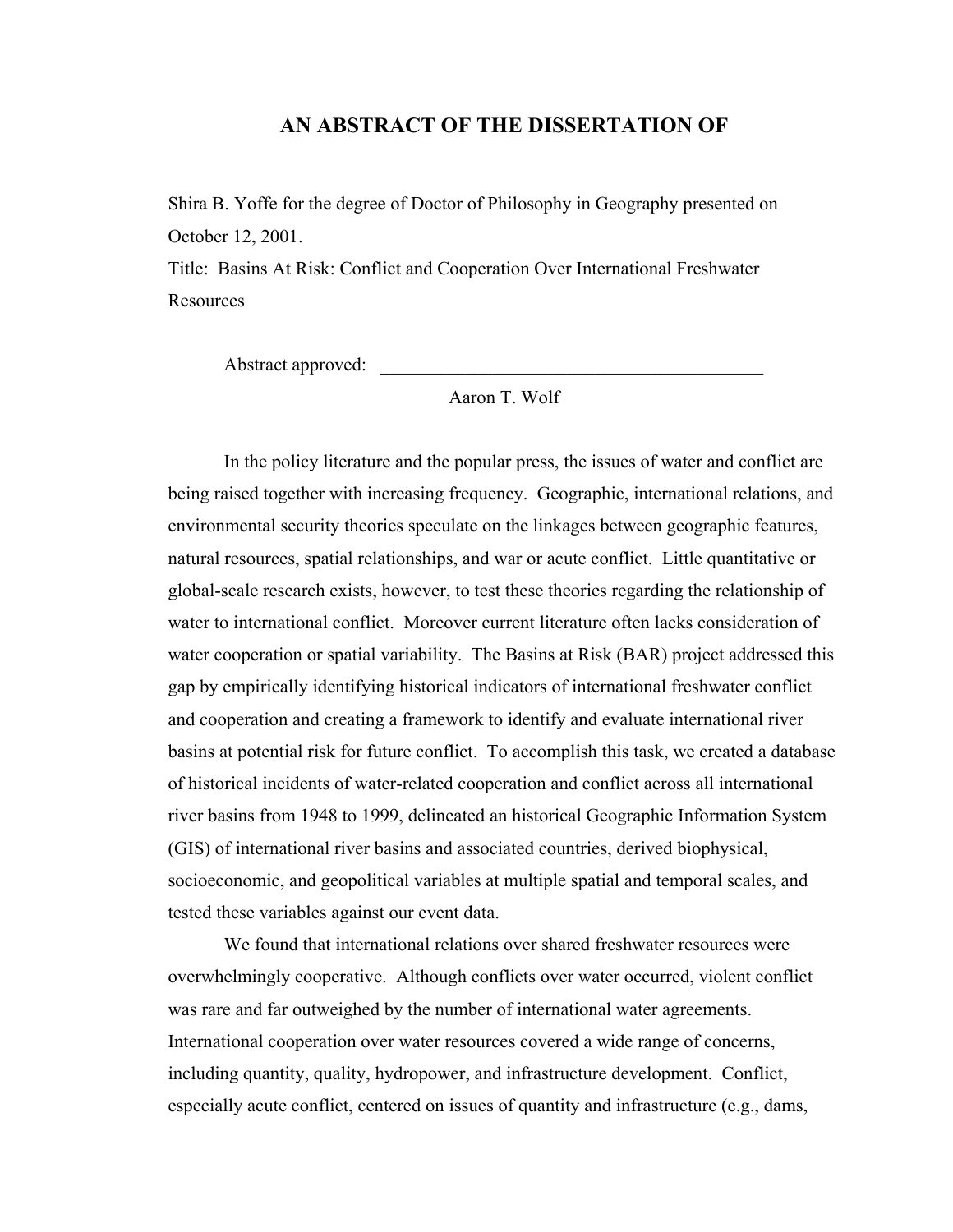# AN ABSTRACT OF THE DISSERTATION OF

Shira B. Yoffe for the degree of Doctor of Philosophy in Geography presented on October 12, 2001.

Title: Basins At Risk: Conflict and Cooperation Over International Freshwater Resources

Abstract approved: ___________________________________________

Aaron T. Wolf

In the policy literature and the popular press, the issues of water and conflict are being raised together with increasing frequency. Geographic, international relations, and environmental security theories speculate on the linkages between geographic features, natural resources, spatial relationships, and war or acute conflict. Little quantitative or global-scale research exists, however, to test these theories regarding the relationship of water to international conflict. Moreover current literature often lacks consideration of water cooperation or spatial variability. The Basins at Risk (BAR) project addressed this gap by empirically identifying historical indicators of international freshwater conflict and cooperation and creating a framework to identify and evaluate international river basins at potential risk for future conflict. To accomplish this task, we created a database of historical incidents of water-related cooperation and conflict across all international river basins from 1948 to 1999, delineated an historical Geographic Information System (GIS) of international river basins and associated countries, derived biophysical, socioeconomic, and geopolitical variables at multiple spatial and temporal scales, and tested these variables against our event data.

We found that international relations over shared freshwater resources were overwhelmingly cooperative. Although conflicts over water occurred, violent conflict was rare and far outweighed by the number of international water agreements. International cooperation over water resources covered a wide range of concerns, including quantity, quality, hydropower, and infrastructure development. Conflict, especially acute conflict, centered on issues of quantity and infrastructure (e.g., dams,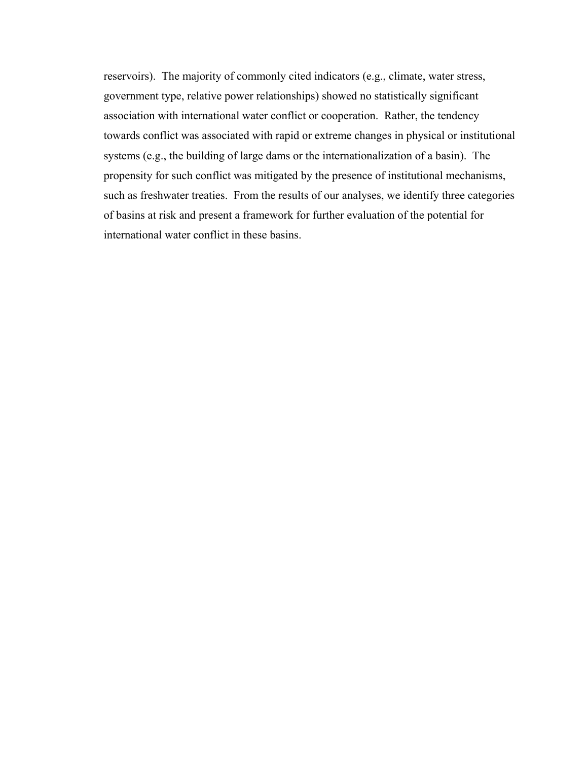reservoirs). The majority of commonly cited indicators (e.g., climate, water stress, government type, relative power relationships) showed no statistically significant association with international water conflict or cooperation. Rather, the tendency towards conflict was associated with rapid or extreme changes in physical or institutional systems (e.g., the building of large dams or the internationalization of a basin). The propensity for such conflict was mitigated by the presence of institutional mechanisms, such as freshwater treaties. From the results of our analyses, we identify three categories of basins at risk and present a framework for further evaluation of the potential for international water conflict in these basins.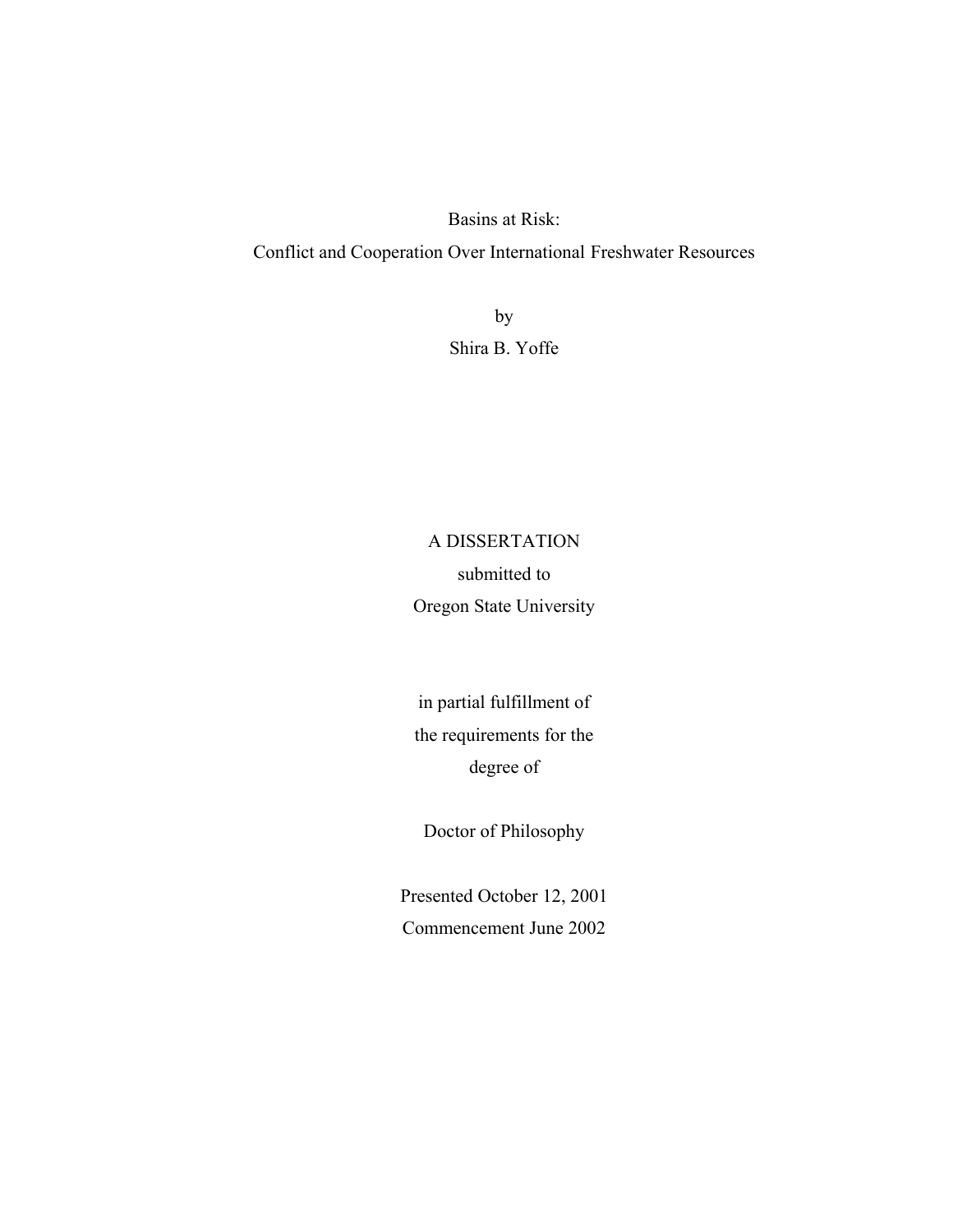# Basins at Risk:
## Conflict and Cooperation Over International Freshwater Resources

by

Shira B. Yoffe

A DISSERTATION

submitted to

Oregon State University

in partial fulfillment of
the requirements for the
degree of

Doctor of Philosophy

Presented October 12, 2001
Commencement June 2002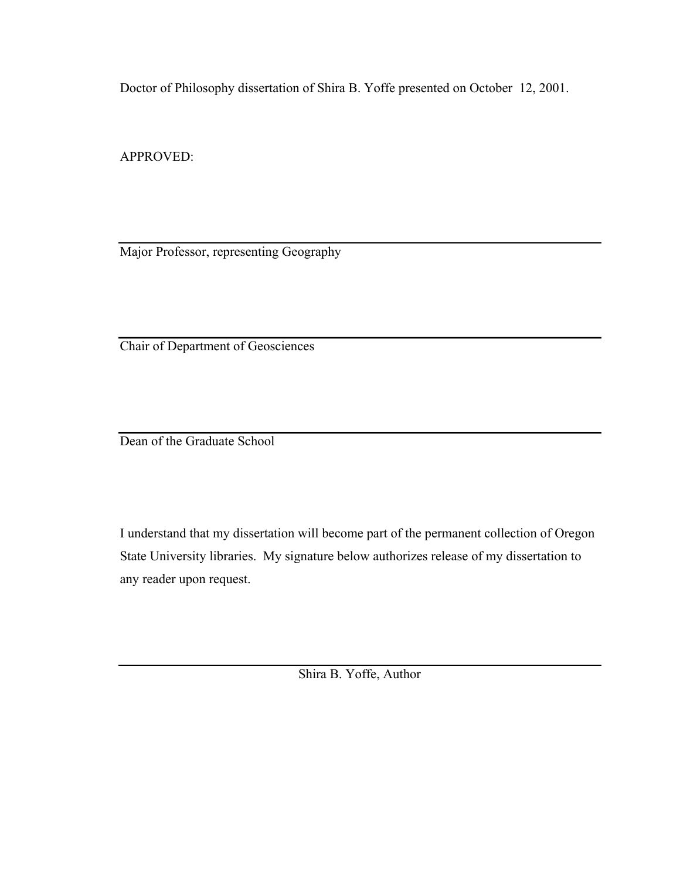Doctor of Philosophy dissertation of Shira B. Yoffe presented on October 12, 2001.

APPROVED:

---

Major Professor, representing Geography

---

Chair of Department of Geosciences

---

Dean of the Graduate School

I understand that my dissertation will become part of the permanent collection of Oregon State University libraries. My signature below authorizes release of my dissertation to any reader upon request.

---

Shira B. Yoffe, Author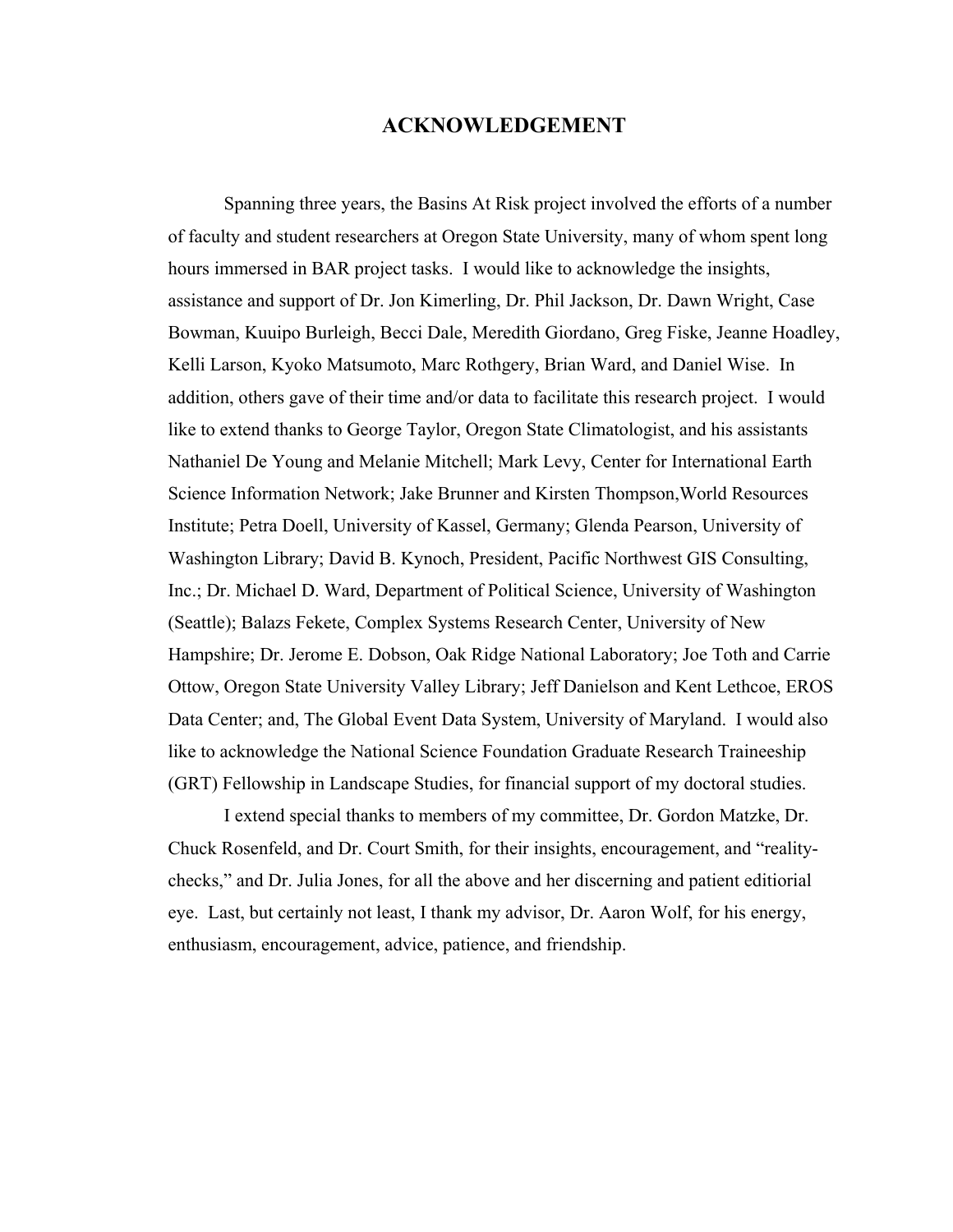# ACKNOWLEDGEMENT

Spanning three years, the Basins At Risk project involved the efforts of a number of faculty and student researchers at Oregon State University, many of whom spent long hours immersed in BAR project tasks. I would like to acknowledge the insights, assistance and support of Dr. Jon Kimerling, Dr. Phil Jackson, Dr. Dawn Wright, Case Bowman, Kuuipo Burleigh, Becci Dale, Meredith Giordano, Greg Fiske, Jeanne Hoadley, Kelli Larson, Kyoko Matsumoto, Marc Rothgery, Brian Ward, and Daniel Wise. In addition, others gave of their time and/or data to facilitate this research project. I would like to extend thanks to George Taylor, Oregon State Climatologist, and his assistants Nathaniel De Young and Melanie Mitchell; Mark Levy, Center for International Earth Science Information Network; Jake Brunner and Kirsten Thompson,World Resources Institute; Petra Doell, University of Kassel, Germany; Glenda Pearson, University of Washington Library; David B. Kynoch, President, Pacific Northwest GIS Consulting, Inc.; Dr. Michael D. Ward, Department of Political Science, University of Washington (Seattle); Balazs Fekete, Complex Systems Research Center, University of New Hampshire; Dr. Jerome E. Dobson, Oak Ridge National Laboratory; Joe Toth and Carrie Ottow, Oregon State University Valley Library; Jeff Danielson and Kent Lethcoe, EROS Data Center; and, The Global Event Data System, University of Maryland. I would also like to acknowledge the National Science Foundation Graduate Research Traineeship (GRT) Fellowship in Landscape Studies, for financial support of my doctoral studies.

I extend special thanks to members of my committee, Dr. Gordon Matzke, Dr. Chuck Rosenfeld, and Dr. Court Smith, for their insights, encouragement, and "reality-checks," and Dr. Julia Jones, for all the above and her discerning and patient editiorial eye. Last, but certainly not least, I thank my advisor, Dr. Aaron Wolf, for his energy, enthusiasm, encouragement, advice, patience, and friendship.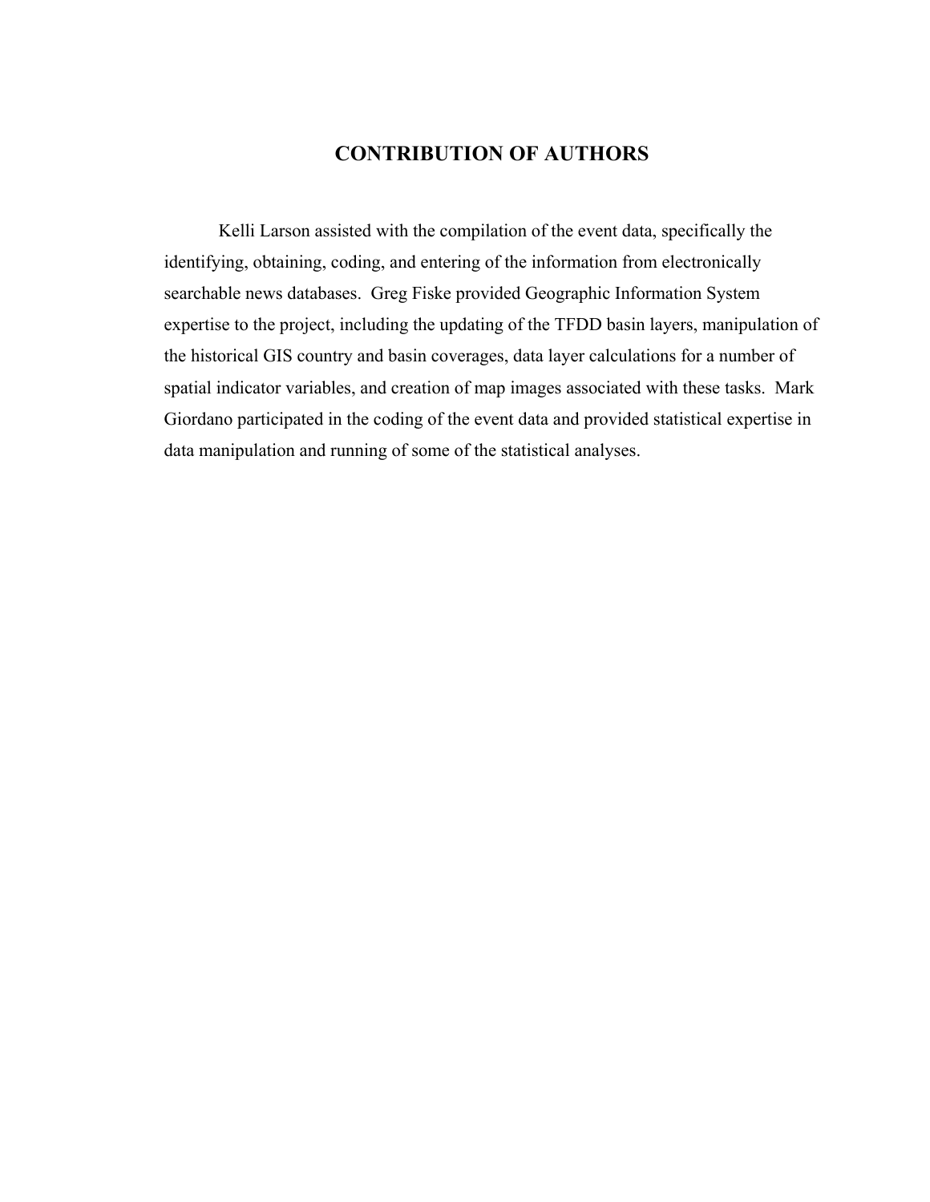# CONTRIBUTION OF AUTHORS

Kelli Larson assisted with the compilation of the event data, specifically the identifying, obtaining, coding, and entering of the information from electronically searchable news databases. Greg Fiske provided Geographic Information System expertise to the project, including the updating of the TFDD basin layers, manipulation of the historical GIS country and basin coverages, data layer calculations for a number of spatial indicator variables, and creation of map images associated with these tasks. Mark Giordano participated in the coding of the event data and provided statistical expertise in data manipulation and running of some of the statistical analyses.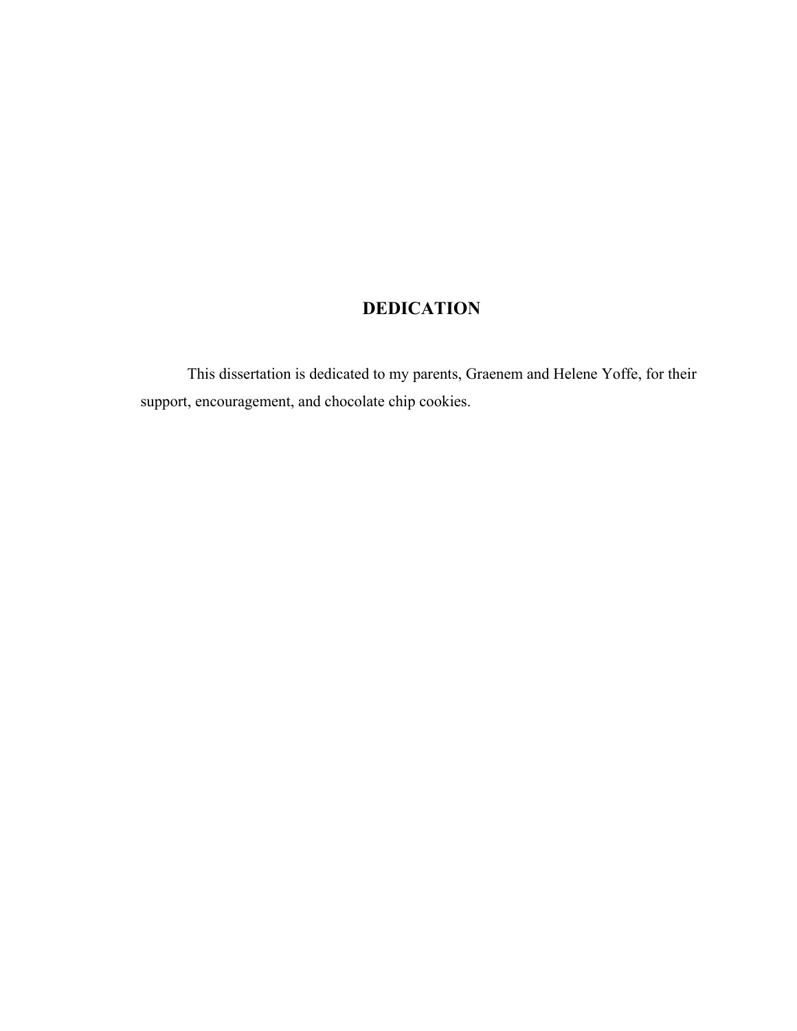# DEDICATION

This dissertation is dedicated to my parents, Graenem and Helene Yoffe, for their support, encouragement, and chocolate chip cookies.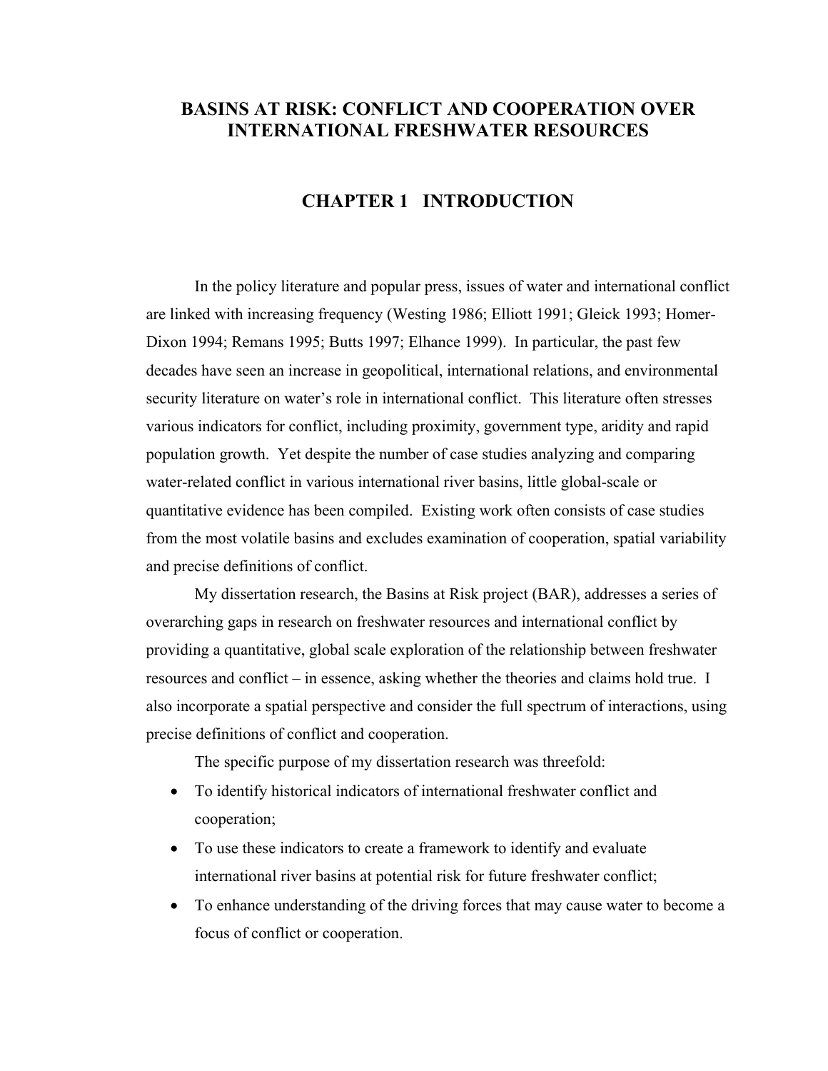# BASINS AT RISK: CONFLICT AND COOPERATION OVER INTERNATIONAL FRESHWATER RESOURCES

## CHAPTER 1 INTRODUCTION

In the policy literature and popular press, issues of water and international conflict are linked with increasing frequency (Westing 1986; Elliott 1991; Gleick 1993; Homer-Dixon 1994; Remans 1995; Butts 1997; Elhance 1999). In particular, the past few decades have seen an increase in geopolitical, international relations, and environmental security literature on water's role in international conflict. This literature often stresses various indicators for conflict, including proximity, government type, aridity and rapid population growth. Yet despite the number of case studies analyzing and comparing water-related conflict in various international river basins, little global-scale or quantitative evidence has been compiled. Existing work often consists of case studies from the most volatile basins and excludes examination of cooperation, spatial variability and precise definitions of conflict.

My dissertation research, the Basins at Risk project (BAR), addresses a series of overarching gaps in research on freshwater resources and international conflict by providing a quantitative, global scale exploration of the relationship between freshwater resources and conflict – in essence, asking whether the theories and claims hold true. I also incorporate a spatial perspective and consider the full spectrum of interactions, using precise definitions of conflict and cooperation.

The specific purpose of my dissertation research was threefold:

- To identify historical indicators of international freshwater conflict and cooperation;
- To use these indicators to create a framework to identify and evaluate international river basins at potential risk for future freshwater conflict;
- To enhance understanding of the driving forces that may cause water to become a focus of conflict or cooperation.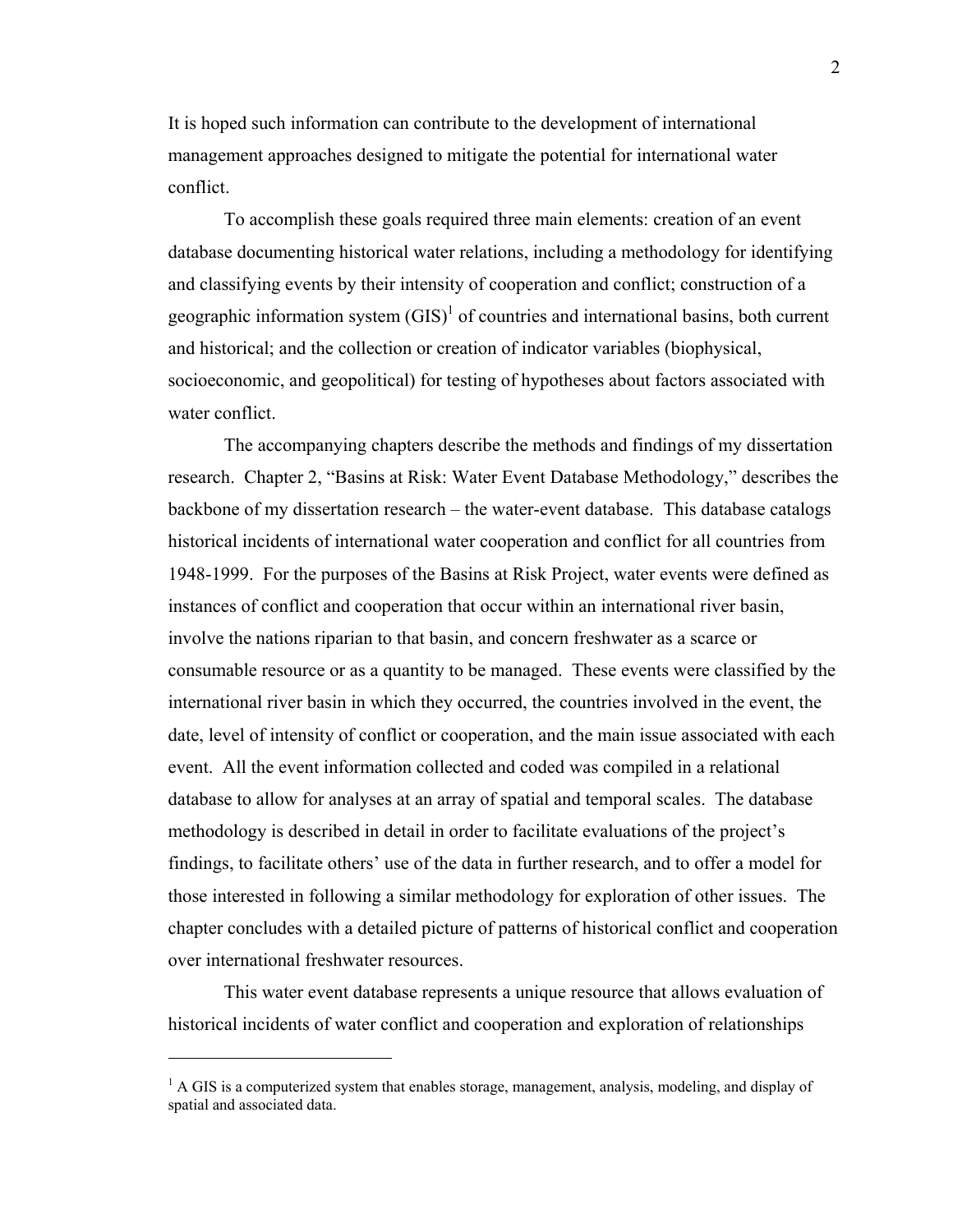It is hoped such information can contribute to the development of international management approaches designed to mitigate the potential for international water conflict.

To accomplish these goals required three main elements: creation of an event database documenting historical water relations, including a methodology for identifying and classifying events by their intensity of cooperation and conflict; construction of a geographic information system (GIS)[1] of countries and international basins, both current and historical; and the collection or creation of indicator variables (biophysical, socioeconomic, and geopolitical) for testing of hypotheses about factors associated with water conflict.

The accompanying chapters describe the methods and findings of my dissertation research. Chapter 2, "Basins at Risk: Water Event Database Methodology," describes the backbone of my dissertation research – the water-event database. This database catalogs historical incidents of international water cooperation and conflict for all countries from 1948-1999. For the purposes of the Basins at Risk Project, water events were defined as instances of conflict and cooperation that occur within an international river basin, involve the nations riparian to that basin, and concern freshwater as a scarce or consumable resource or as a quantity to be managed. These events were classified by the international river basin in which they occurred, the countries involved in the event, the date, level of intensity of conflict or cooperation, and the main issue associated with each event. All the event information collected and coded was compiled in a relational database to allow for analyses at an array of spatial and temporal scales. The database methodology is described in detail in order to facilitate evaluations of the project's findings, to facilitate others' use of the data in further research, and to offer a model for those interested in following a similar methodology for exploration of other issues. The chapter concludes with a detailed picture of patterns of historical conflict and cooperation over international freshwater resources.

This water event database represents a unique resource that allows evaluation of historical incidents of water conflict and cooperation and exploration of relationships

---

[1] A GIS is a computerized system that enables storage, management, analysis, modeling, and display of spatial and associated data.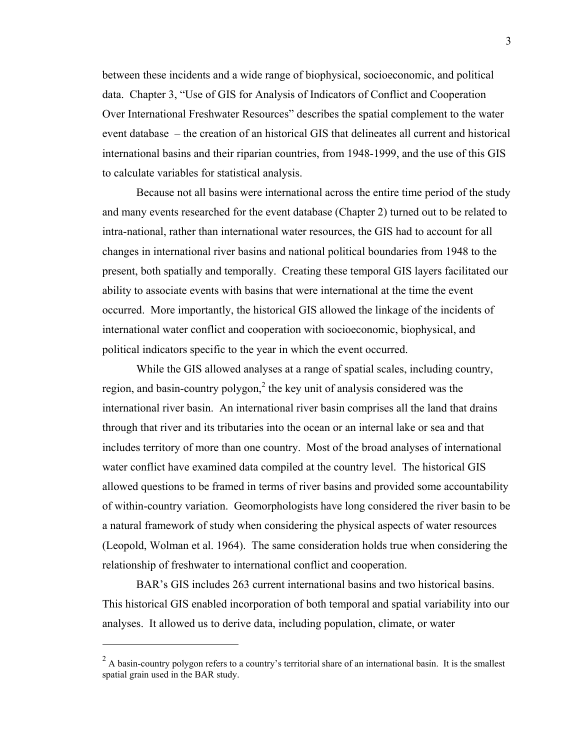between these incidents and a wide range of biophysical, socioeconomic, and political data. Chapter 3, "Use of GIS for Analysis of Indicators of Conflict and Cooperation Over International Freshwater Resources" describes the spatial complement to the water event database – the creation of an historical GIS that delineates all current and historical international basins and their riparian countries, from 1948-1999, and the use of this GIS to calculate variables for statistical analysis.

Because not all basins were international across the entire time period of the study and many events researched for the event database (Chapter 2) turned out to be related to intra-national, rather than international water resources, the GIS had to account for all changes in international river basins and national political boundaries from 1948 to the present, both spatially and temporally. Creating these temporal GIS layers facilitated our ability to associate events with basins that were international at the time the event occurred. More importantly, the historical GIS allowed the linkage of the incidents of international water conflict and cooperation with socioeconomic, biophysical, and political indicators specific to the year in which the event occurred.

While the GIS allowed analyses at a range of spatial scales, including country, region, and basin-country polygon,[2] the key unit of analysis considered was the international river basin. An international river basin comprises all the land that drains through that river and its tributaries into the ocean or an internal lake or sea and that includes territory of more than one country. Most of the broad analyses of international water conflict have examined data compiled at the country level. The historical GIS allowed questions to be framed in terms of river basins and provided some accountability of within-country variation. Geomorphologists have long considered the river basin to be a natural framework of study when considering the physical aspects of water resources (Leopold, Wolman et al. 1964). The same consideration holds true when considering the relationship of freshwater to international conflict and cooperation.

BAR's GIS includes 263 current international basins and two historical basins. This historical GIS enabled incorporation of both temporal and spatial variability into our analyses. It allowed us to derive data, including population, climate, or water

---

[2] A basin-country polygon refers to a country's territorial share of an international basin. It is the smallest spatial grain used in the BAR study.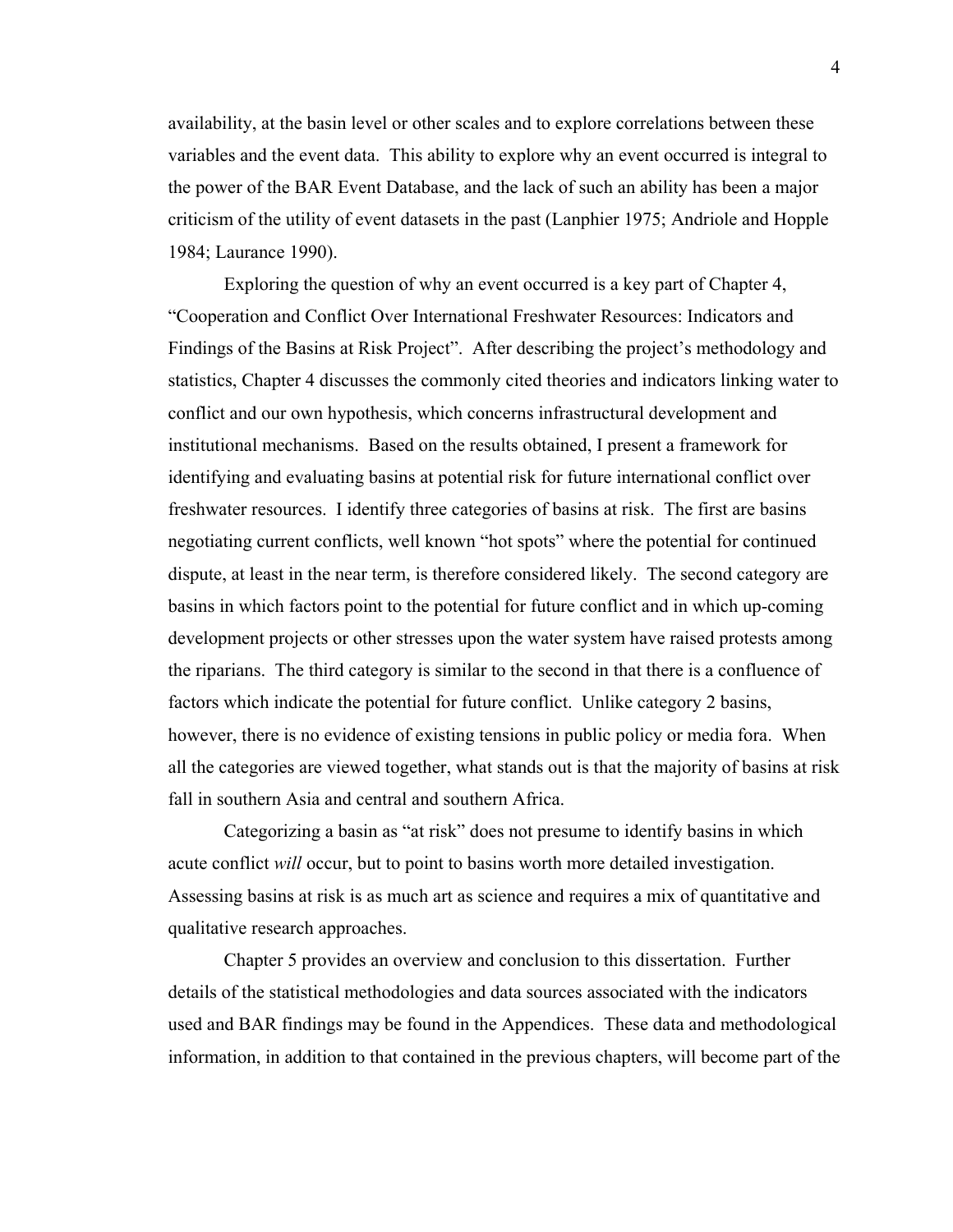availability, at the basin level or other scales and to explore correlations between these variables and the event data. This ability to explore why an event occurred is integral to the power of the BAR Event Database, and the lack of such an ability has been a major criticism of the utility of event datasets in the past (Lanphier 1975; Andriole and Hopple 1984; Laurance 1990).

Exploring the question of why an event occurred is a key part of Chapter 4, "Cooperation and Conflict Over International Freshwater Resources: Indicators and Findings of the Basins at Risk Project". After describing the project's methodology and statistics, Chapter 4 discusses the commonly cited theories and indicators linking water to conflict and our own hypothesis, which concerns infrastructural development and institutional mechanisms. Based on the results obtained, I present a framework for identifying and evaluating basins at potential risk for future international conflict over freshwater resources. I identify three categories of basins at risk. The first are basins negotiating current conflicts, well known "hot spots" where the potential for continued dispute, at least in the near term, is therefore considered likely. The second category are basins in which factors point to the potential for future conflict and in which up-coming development projects or other stresses upon the water system have raised protests among the riparians. The third category is similar to the second in that there is a confluence of factors which indicate the potential for future conflict. Unlike category 2 basins, however, there is no evidence of existing tensions in public policy or media fora. When all the categories are viewed together, what stands out is that the majority of basins at risk fall in southern Asia and central and southern Africa.

Categorizing a basin as "at risk" does not presume to identify basins in which acute conflict *will* occur, but to point to basins worth more detailed investigation. Assessing basins at risk is as much art as science and requires a mix of quantitative and qualitative research approaches.

Chapter 5 provides an overview and conclusion to this dissertation. Further details of the statistical methodologies and data sources associated with the indicators used and BAR findings may be found in the Appendices. These data and methodological information, in addition to that contained in the previous chapters, will become part of the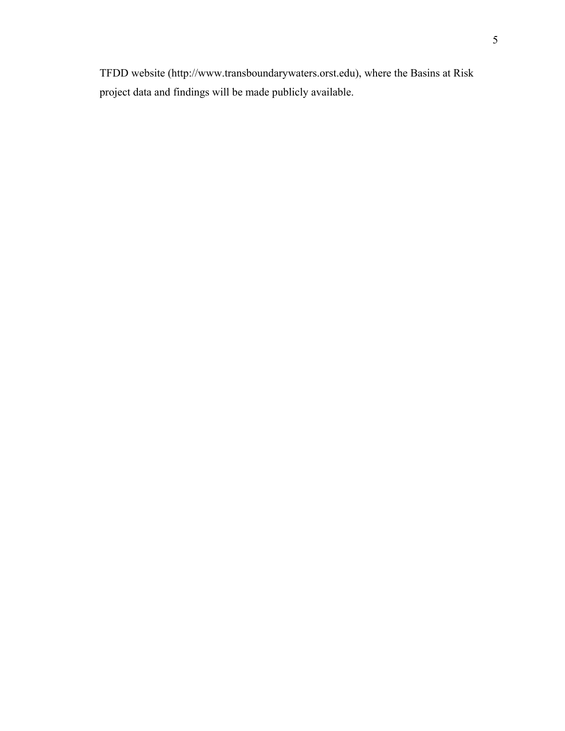TFDD website (http://www.transboundarywaters.orst.edu), where the Basins at Risk project data and findings will be made publicly available.